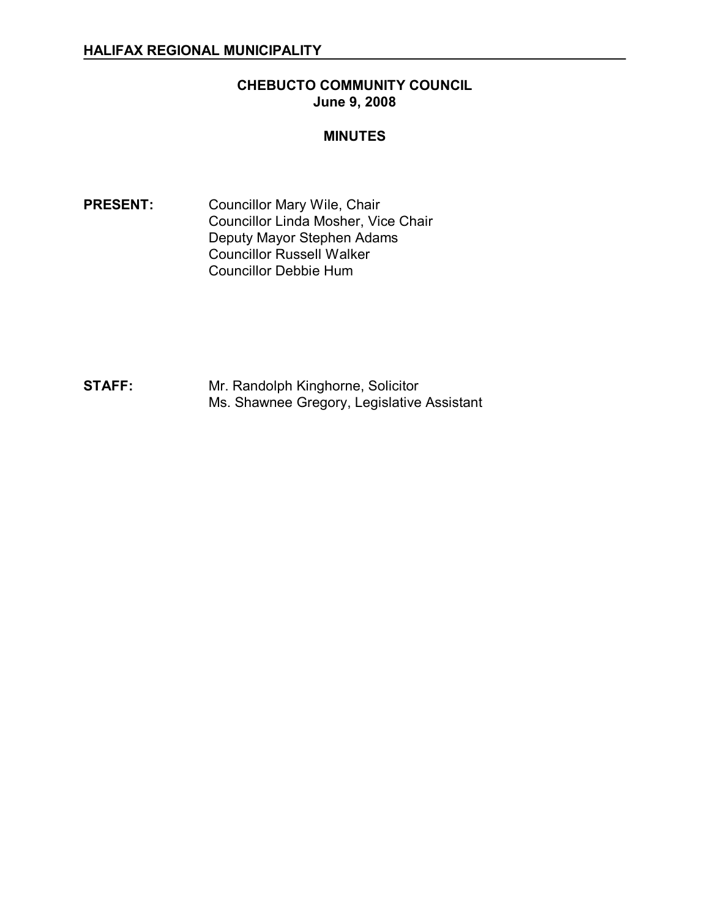**HALIFAX REGIONAL MUNICIPALITY**

# CHEBUCTO COMMUNITY COUNCIL
## June 9, 2008

## MINUTES

**PRESENT:**
Councillor Mary Wile, Chair
Councillor Linda Mosher, Vice Chair
Deputy Mayor Stephen Adams
Councillor Russell Walker
Councillor Debbie Hum

**STAFF:**
Mr. Randolph Kinghorne, Solicitor
Ms. Shawnee Gregory, Legislative Assistant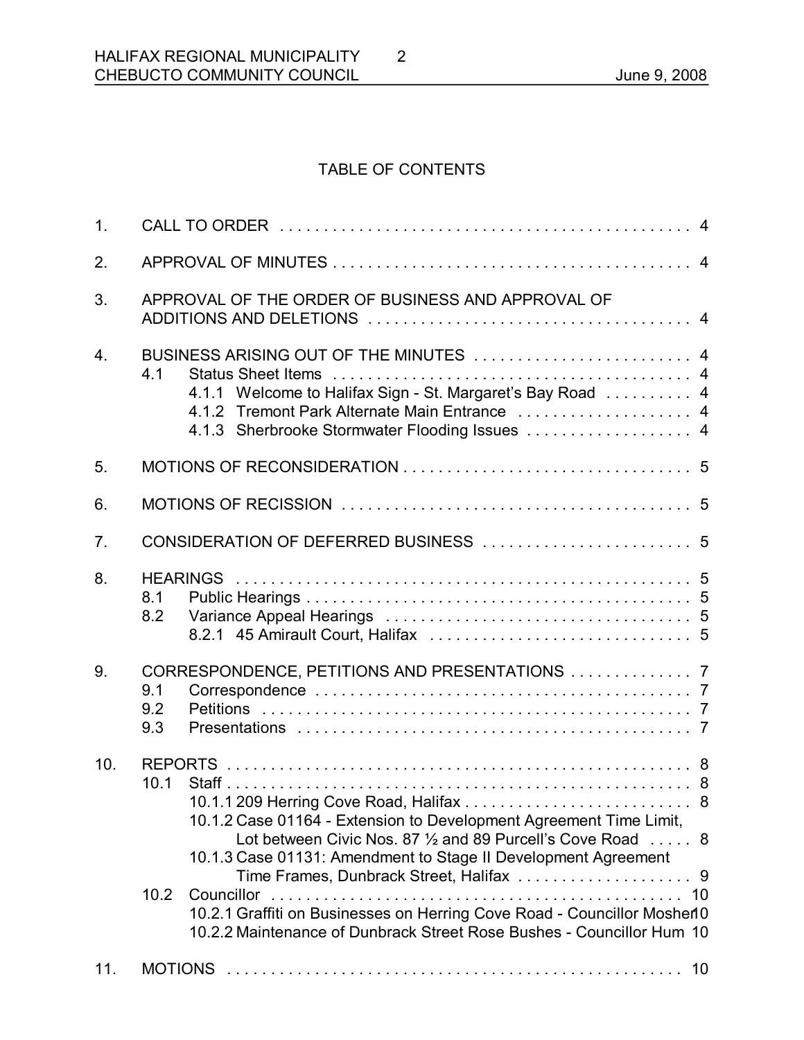## TABLE OF CONTENTS

1. CALL TO ORDER . . . . . . . . . . . . . . . . . . . . . . . . . . . . . . . . . . . . . . . . . . . . . . . 4
2. APPROVAL OF MINUTES . . . . . . . . . . . . . . . . . . . . . . . . . . . . . . . . . . . . . . . . . 4
3. APPROVAL OF THE ORDER OF BUSINESS AND APPROVAL OF ADDITIONS AND DELETIONS . . . . . . . . . . . . . . . . . . . . . . . . . . . . . . . . . . . . . 4
4. BUSINESS ARISING OUT OF THE MINUTES . . . . . . . . . . . . . . . . . . . . . . . . . 4
   - 4.1 Status Sheet Items . . . . . . . . . . . . . . . . . . . . . . . . . . . . . . . . . . . . . . . . 4
     - 4.1.1 Welcome to Halifax Sign - St. Margaret's Bay Road . . . . . . . . . . 4
     - 4.1.2 Tremont Park Alternate Main Entrance . . . . . . . . . . . . . . . . . . . 4
     - 4.1.3 Sherbrooke Stormwater Flooding Issues . . . . . . . . . . . . . . . . . . 4
5. MOTIONS OF RECONSIDERATION . . . . . . . . . . . . . . . . . . . . . . . . . . . . . . . . 5
6. MOTIONS OF RECISSION . . . . . . . . . . . . . . . . . . . . . . . . . . . . . . . . . . . . . . . 5
7. CONSIDERATION OF DEFERRED BUSINESS . . . . . . . . . . . . . . . . . . . . . . . . 5
8. HEARINGS . . . . . . . . . . . . . . . . . . . . . . . . . . . . . . . . . . . . . . . . . . . . . . . . . . 5
   - 8.1 Public Hearings . . . . . . . . . . . . . . . . . . . . . . . . . . . . . . . . . . . . . . . . . . . 5
   - 8.2 Variance Appeal Hearings . . . . . . . . . . . . . . . . . . . . . . . . . . . . . . . . . . . 5
     - 8.2.1 45 Amirault Court, Halifax . . . . . . . . . . . . . . . . . . . . . . . . . . . . . 5
9. CORRESPONDENCE, PETITIONS AND PRESENTATIONS . . . . . . . . . . . . . . 7
   - 9.1 Correspondence . . . . . . . . . . . . . . . . . . . . . . . . . . . . . . . . . . . . . . . . . . 7
   - 9.2 Petitions . . . . . . . . . . . . . . . . . . . . . . . . . . . . . . . . . . . . . . . . . . . . . . . . 7
   - 9.3 Presentations . . . . . . . . . . . . . . . . . . . . . . . . . . . . . . . . . . . . . . . . . . . . 7
10. REPORTS . . . . . . . . . . . . . . . . . . . . . . . . . . . . . . . . . . . . . . . . . . . . . . . . . . . 8
    - 10.1 Staff . . . . . . . . . . . . . . . . . . . . . . . . . . . . . . . . . . . . . . . . . . . . . . . . . . . 8
      - 10.1.1 209 Herring Cove Road, Halifax . . . . . . . . . . . . . . . . . . . . . . . . . . 8
      - 10.1.2 Case 01164 - Extension to Development Agreement Time Limit, Lot between Civic Nos. 87 ½ and 89 Purcell's Cove Road . . . . . 8
      - 10.1.3 Case 01131: Amendment to Stage II Development Agreement Time Frames, Dunbrack Street, Halifax . . . . . . . . . . . . . . . . . . . . 9
    - 10.2 Councillor . . . . . . . . . . . . . . . . . . . . . . . . . . . . . . . . . . . . . . . . . . . . . . . 10
      - 10.2.1 Graffiti on Businesses on Herring Cove Road - Councillor Mosher 10
      - 10.2.2 Maintenance of Dunbrack Street Rose Bushes - Councillor Hum 10
11. MOTIONS . . . . . . . . . . . . . . . . . . . . . . . . . . . . . . . . . . . . . . . . . . . . . . . . . . . 10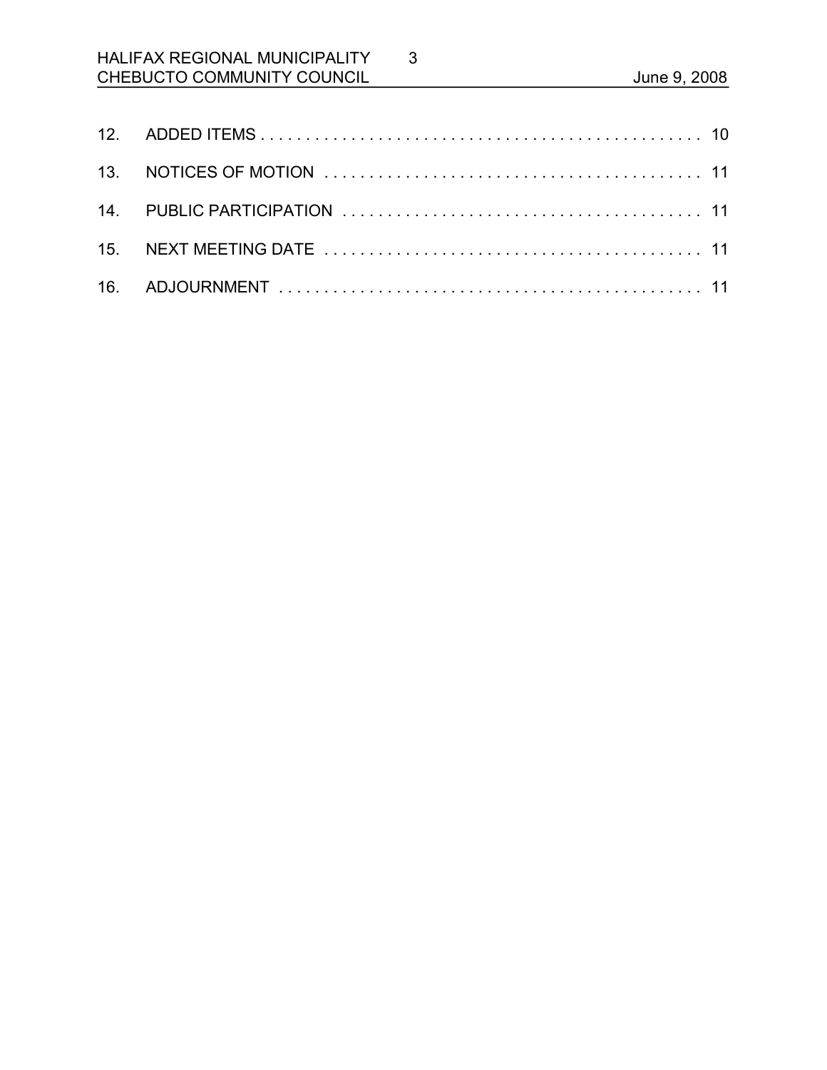12. ADDED ITEMS . . . . . . . . . . . . . . . . . . . . . . . . . . . . . . . . . . . . . . . . . . . . . . . . 10

13. NOTICES OF MOTION . . . . . . . . . . . . . . . . . . . . . . . . . . . . . . . . . . . . . . . . . . 11

14. PUBLIC PARTICIPATION . . . . . . . . . . . . . . . . . . . . . . . . . . . . . . . . . . . . . . . 11

15. NEXT MEETING DATE . . . . . . . . . . . . . . . . . . . . . . . . . . . . . . . . . . . . . . . . . 11

16. ADJOURNMENT . . . . . . . . . . . . . . . . . . . . . . . . . . . . . . . . . . . . . . . . . . . . . . 11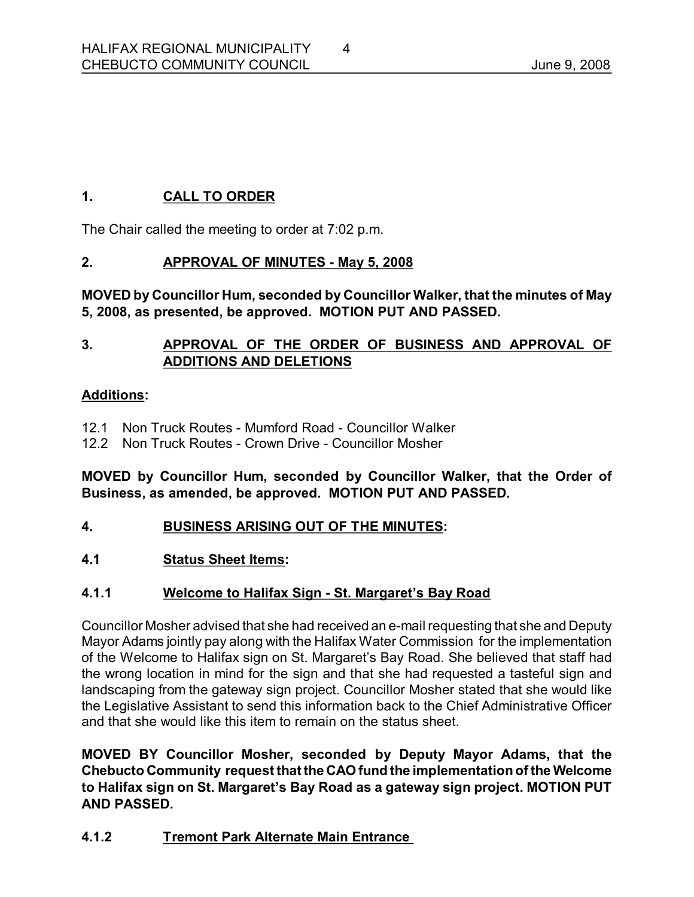## 1. CALL TO ORDER

The Chair called the meeting to order at 7:02 p.m.

## 2. APPROVAL OF MINUTES - May 5, 2008

**MOVED by Councillor Hum, seconded by Councillor Walker, that the minutes of May 5, 2008, as presented, be approved. MOTION PUT AND PASSED.**

## 3. APPROVAL OF THE ORDER OF BUSINESS AND APPROVAL OF ADDITIONS AND DELETIONS

**Additions:**

12.1 Non Truck Routes - Mumford Road - Councillor Walker
12.2 Non Truck Routes - Crown Drive - Councillor Mosher

**MOVED by Councillor Hum, seconded by Councillor Walker, that the Order of Business, as amended, be approved. MOTION PUT AND PASSED.**

## 4. BUSINESS ARISING OUT OF THE MINUTES:

### 4.1 Status Sheet Items:

#### 4.1.1 Welcome to Halifax Sign - St. Margaret's Bay Road

Councillor Mosher advised that she had received an e-mail requesting that she and Deputy Mayor Adams jointly pay along with the Halifax Water Commission for the implementation of the Welcome to Halifax sign on St. Margaret's Bay Road. She believed that staff had the wrong location in mind for the sign and that she had requested a tasteful sign and landscaping from the gateway sign project. Councillor Mosher stated that she would like the Legislative Assistant to send this information back to the Chief Administrative Officer and that she would like this item to remain on the status sheet.

**MOVED BY Councillor Mosher, seconded by Deputy Mayor Adams, that the Chebucto Community request that the CAO fund the implementation of the Welcome to Halifax sign on St. Margaret's Bay Road as a gateway sign project. MOTION PUT AND PASSED.**

#### 4.1.2 Tremont Park Alternate Main Entrance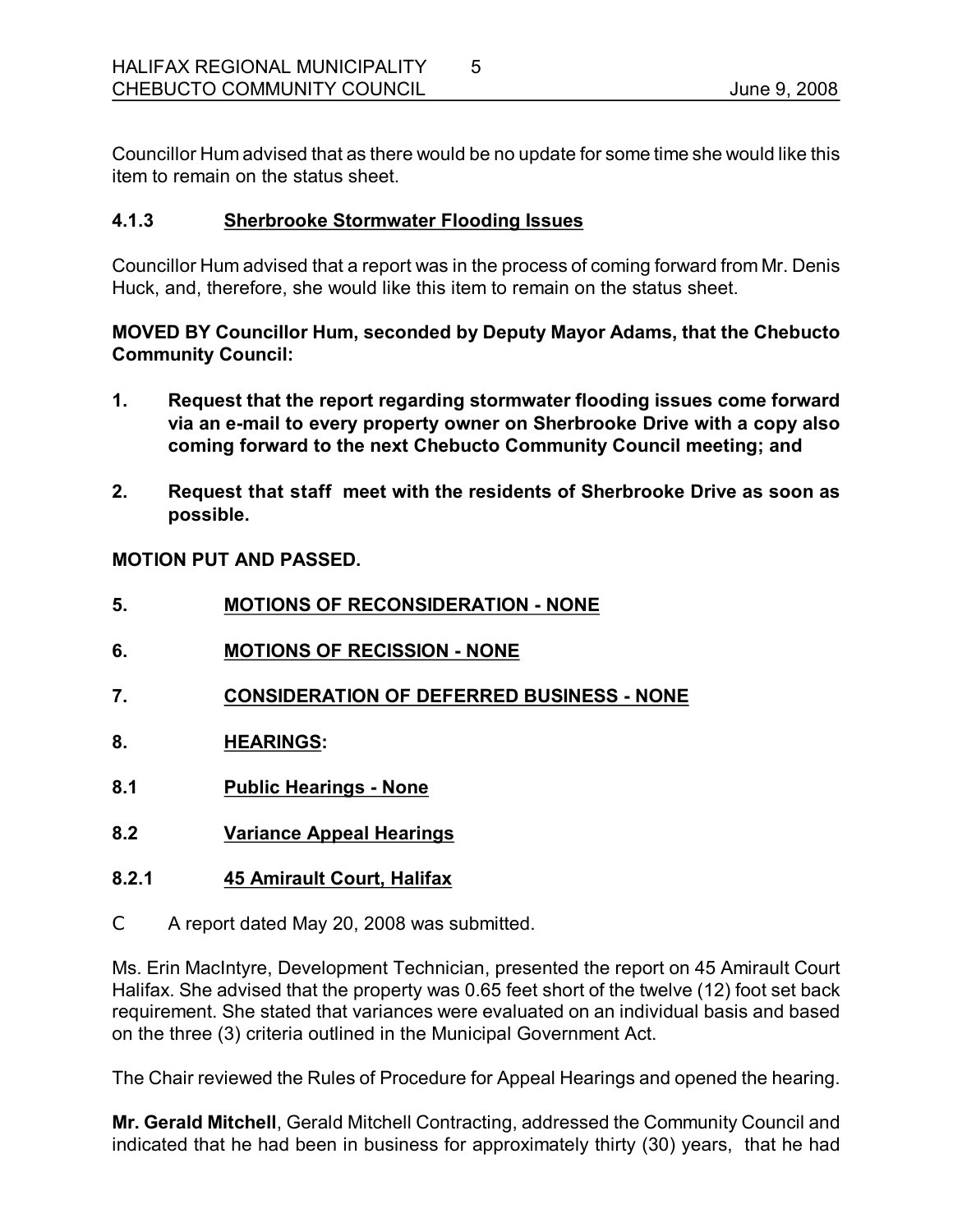Councillor Hum advised that as there would be no update for some time she would like this item to remain on the status sheet.

### 4.1.3 Sherbrooke Stormwater Flooding Issues

Councillor Hum advised that a report was in the process of coming forward from Mr. Denis Huck, and, therefore, she would like this item to remain on the status sheet.

**MOVED BY Councillor Hum, seconded by Deputy Mayor Adams, that the Chebucto Community Council:**

1. **Request that the report regarding stormwater flooding issues come forward via an e-mail to every property owner on Sherbrooke Drive with a copy also coming forward to the next Chebucto Community Council meeting; and**

2. **Request that staff meet with the residents of Sherbrooke Drive as soon as possible.**

**MOTION PUT AND PASSED.**

## 5. MOTIONS OF RECONSIDERATION - NONE

## 6. MOTIONS OF RECISSION - NONE

## 7. CONSIDERATION OF DEFERRED BUSINESS - NONE

## 8. HEARINGS:

### 8.1 Public Hearings - None

### 8.2 Variance Appeal Hearings

### 8.2.1 45 Amirault Court, Halifax

- A report dated May 20, 2008 was submitted.

Ms. Erin MacIntyre, Development Technician, presented the report on 45 Amirault Court Halifax. She advised that the property was 0.65 feet short of the twelve (12) foot set back requirement. She stated that variances were evaluated on an individual basis and based on the three (3) criteria outlined in the Municipal Government Act.

The Chair reviewed the Rules of Procedure for Appeal Hearings and opened the hearing.

**Mr. Gerald Mitchell**, Gerald Mitchell Contracting, addressed the Community Council and indicated that he had been in business for approximately thirty (30) years, that he had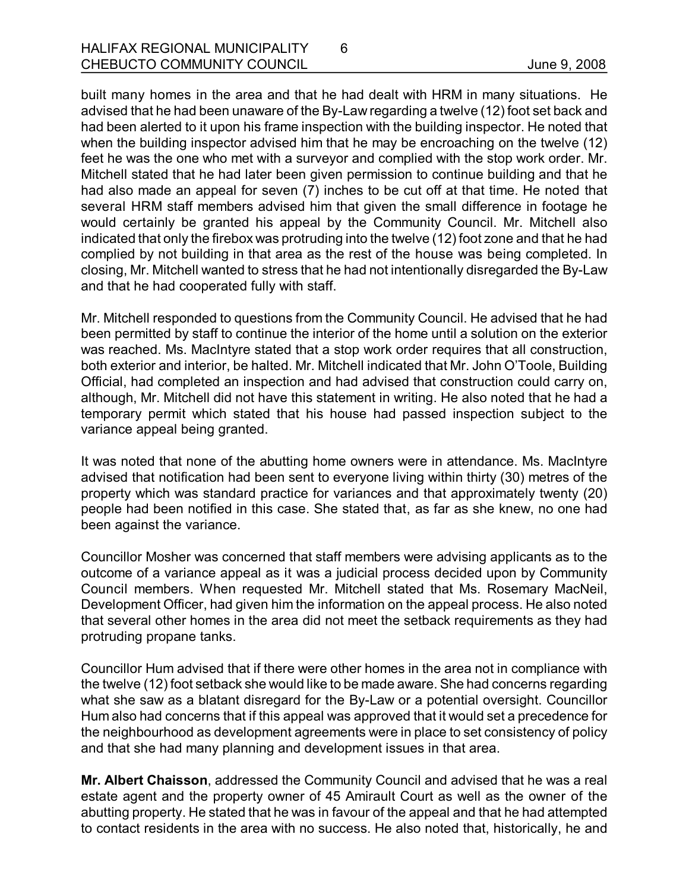built many homes in the area and that he had dealt with HRM in many situations. He advised that he had been unaware of the By-Law regarding a twelve (12) foot set back and had been alerted to it upon his frame inspection with the building inspector. He noted that when the building inspector advised him that he may be encroaching on the twelve (12) feet he was the one who met with a surveyor and complied with the stop work order. Mr. Mitchell stated that he had later been given permission to continue building and that he had also made an appeal for seven (7) inches to be cut off at that time. He noted that several HRM staff members advised him that given the small difference in footage he would certainly be granted his appeal by the Community Council. Mr. Mitchell also indicated that only the firebox was protruding into the twelve (12) foot zone and that he had complied by not building in that area as the rest of the house was being completed. In closing, Mr. Mitchell wanted to stress that he had not intentionally disregarded the By-Law and that he had cooperated fully with staff.

Mr. Mitchell responded to questions from the Community Council. He advised that he had been permitted by staff to continue the interior of the home until a solution on the exterior was reached. Ms. MacIntyre stated that a stop work order requires that all construction, both exterior and interior, be halted. Mr. Mitchell indicated that Mr. John O'Toole, Building Official, had completed an inspection and had advised that construction could carry on, although, Mr. Mitchell did not have this statement in writing. He also noted that he had a temporary permit which stated that his house had passed inspection subject to the variance appeal being granted.

It was noted that none of the abutting home owners were in attendance. Ms. MacIntyre advised that notification had been sent to everyone living within thirty (30) metres of the property which was standard practice for variances and that approximately twenty (20) people had been notified in this case. She stated that, as far as she knew, no one had been against the variance.

Councillor Mosher was concerned that staff members were advising applicants as to the outcome of a variance appeal as it was a judicial process decided upon by Community Council members. When requested Mr. Mitchell stated that Ms. Rosemary MacNeil, Development Officer, had given him the information on the appeal process. He also noted that several other homes in the area did not meet the setback requirements as they had protruding propane tanks.

Councillor Hum advised that if there were other homes in the area not in compliance with the twelve (12) foot setback she would like to be made aware. She had concerns regarding what she saw as a blatant disregard for the By-Law or a potential oversight. Councillor Hum also had concerns that if this appeal was approved that it would set a precedence for the neighbourhood as development agreements were in place to set consistency of policy and that she had many planning and development issues in that area.

**Mr. Albert Chaisson**, addressed the Community Council and advised that he was a real estate agent and the property owner of 45 Amirault Court as well as the owner of the abutting property. He stated that he was in favour of the appeal and that he had attempted to contact residents in the area with no success. He also noted that, historically, he and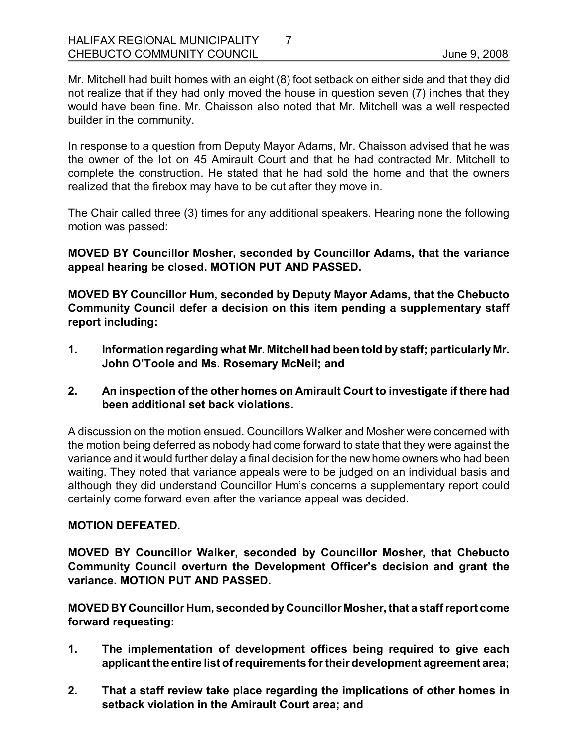Mr. Mitchell had built homes with an eight (8) foot setback on either side and that they did not realize that if they had only moved the house in question seven (7) inches that they would have been fine. Mr. Chaisson also noted that Mr. Mitchell was a well respected builder in the community.

In response to a question from Deputy Mayor Adams, Mr. Chaisson advised that he was the owner of the lot on 45 Amirault Court and that he had contracted Mr. Mitchell to complete the construction. He stated that he had sold the home and that the owners realized that the firebox may have to be cut after they move in.

The Chair called three (3) times for any additional speakers. Hearing none the following motion was passed:

**MOVED BY Councillor Mosher, seconded by Councillor Adams, that the variance appeal hearing be closed. MOTION PUT AND PASSED.**

**MOVED BY Councillor Hum, seconded by Deputy Mayor Adams, that the Chebucto Community Council defer a decision on this item pending a supplementary staff report including:**

1. **Information regarding what Mr. Mitchell had been told by staff; particularly Mr. John O'Toole and Ms. Rosemary McNeil; and**
2. **An inspection of the other homes on Amirault Court to investigate if there had been additional set back violations.**

A discussion on the motion ensued. Councillors Walker and Mosher were concerned with the motion being deferred as nobody had come forward to state that they were against the variance and it would further delay a final decision for the new home owners who had been waiting. They noted that variance appeals were to be judged on an individual basis and although they did understand Councillor Hum's concerns a supplementary report could certainly come forward even after the variance appeal was decided.

**MOTION DEFEATED.**

**MOVED BY Councillor Walker, seconded by Councillor Mosher, that Chebucto Community Council overturn the Development Officer's decision and grant the variance. MOTION PUT AND PASSED.**

**MOVED BY Councillor Hum, seconded by Councillor Mosher, that a staff report come forward requesting:**

1. **The implementation of development offices being required to give each applicant the entire list of requirements for their development agreement area;**
2. **That a staff review take place regarding the implications of other homes in setback violation in the Amirault Court area; and**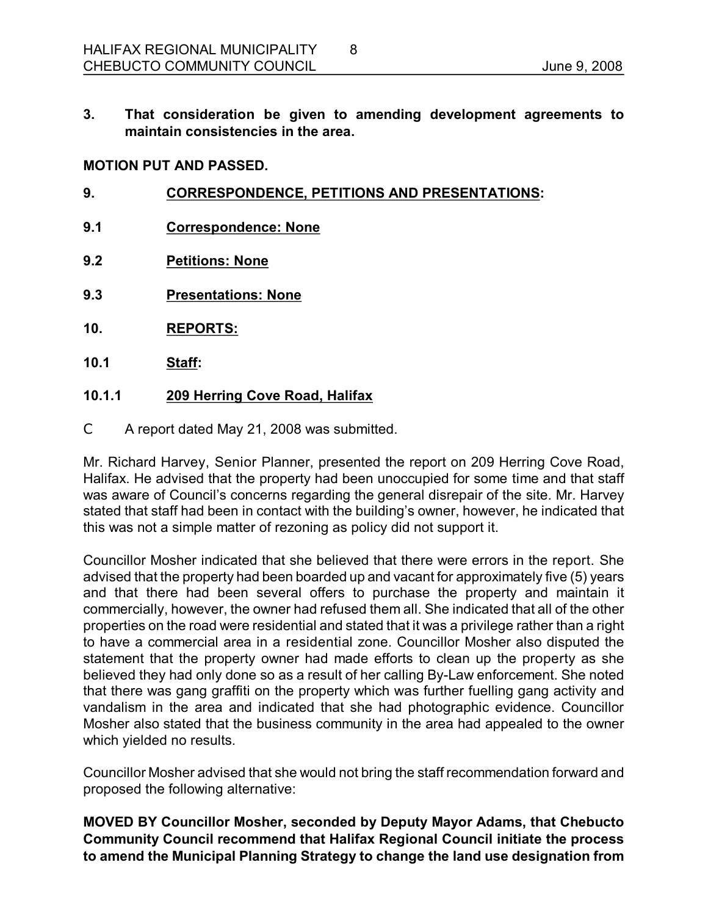**3. That consideration be given to amending development agreements to maintain consistencies in the area.**

**MOTION PUT AND PASSED.**

**9. CORRESPONDENCE, PETITIONS AND PRESENTATIONS:**

**9.1 Correspondence: None**

**9.2 Petitions: None**

**9.3 Presentations: None**

**10. REPORTS:**

**10.1 Staff:**

**10.1.1 209 Herring Cove Road, Halifax**

- A report dated May 21, 2008 was submitted.

Mr. Richard Harvey, Senior Planner, presented the report on 209 Herring Cove Road, Halifax. He advised that the property had been unoccupied for some time and that staff was aware of Council's concerns regarding the general disrepair of the site. Mr. Harvey stated that staff had been in contact with the building's owner, however, he indicated that this was not a simple matter of rezoning as policy did not support it.

Councillor Mosher indicated that she believed that there were errors in the report. She advised that the property had been boarded up and vacant for approximately five (5) years and that there had been several offers to purchase the property and maintain it commercially, however, the owner had refused them all. She indicated that all of the other properties on the road were residential and stated that it was a privilege rather than a right to have a commercial area in a residential zone. Councillor Mosher also disputed the statement that the property owner had made efforts to clean up the property as she believed they had only done so as a result of her calling By-Law enforcement. She noted that there was gang graffiti on the property which was further fuelling gang activity and vandalism in the area and indicated that she had photographic evidence. Councillor Mosher also stated that the business community in the area had appealed to the owner which yielded no results.

Councillor Mosher advised that she would not bring the staff recommendation forward and proposed the following alternative:

**MOVED BY Councillor Mosher, seconded by Deputy Mayor Adams, that Chebucto Community Council recommend that Halifax Regional Council initiate the process to amend the Municipal Planning Strategy to change the land use designation from**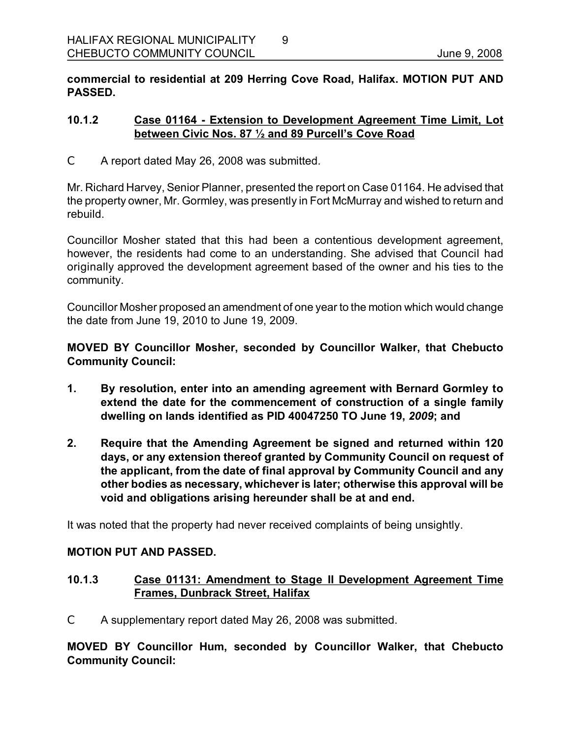**commercial to residential at 209 Herring Cove Road, Halifax. MOTION PUT AND PASSED.**

### 10.1.2 Case 01164 - Extension to Development Agreement Time Limit, Lot between Civic Nos. 87 ½ and 89 Purcell's Cove Road

C A report dated May 26, 2008 was submitted.

Mr. Richard Harvey, Senior Planner, presented the report on Case 01164. He advised that the property owner, Mr. Gormley, was presently in Fort McMurray and wished to return and rebuild.

Councillor Mosher stated that this had been a contentious development agreement, however, the residents had come to an understanding. She advised that Council had originally approved the development agreement based of the owner and his ties to the community.

Councillor Mosher proposed an amendment of one year to the motion which would change the date from June 19, 2010 to June 19, 2009.

**MOVED BY Councillor Mosher, seconded by Councillor Walker, that Chebucto Community Council:**

1. **By resolution, enter into an amending agreement with Bernard Gormley to extend the date for the commencement of construction of a single family dwelling on lands identified as PID 40047250 TO June 19, *2009*; and**
2. **Require that the Amending Agreement be signed and returned within 120 days, or any extension thereof granted by Community Council on request of the applicant, from the date of final approval by Community Council and any other bodies as necessary, whichever is later; otherwise this approval will be void and obligations arising hereunder shall be at and end.**

It was noted that the property had never received complaints of being unsightly.

**MOTION PUT AND PASSED.**

### 10.1.3 Case 01131: Amendment to Stage II Development Agreement Time Frames, Dunbrack Street, Halifax

C A supplementary report dated May 26, 2008 was submitted.

**MOVED BY Councillor Hum, seconded by Councillor Walker, that Chebucto Community Council:**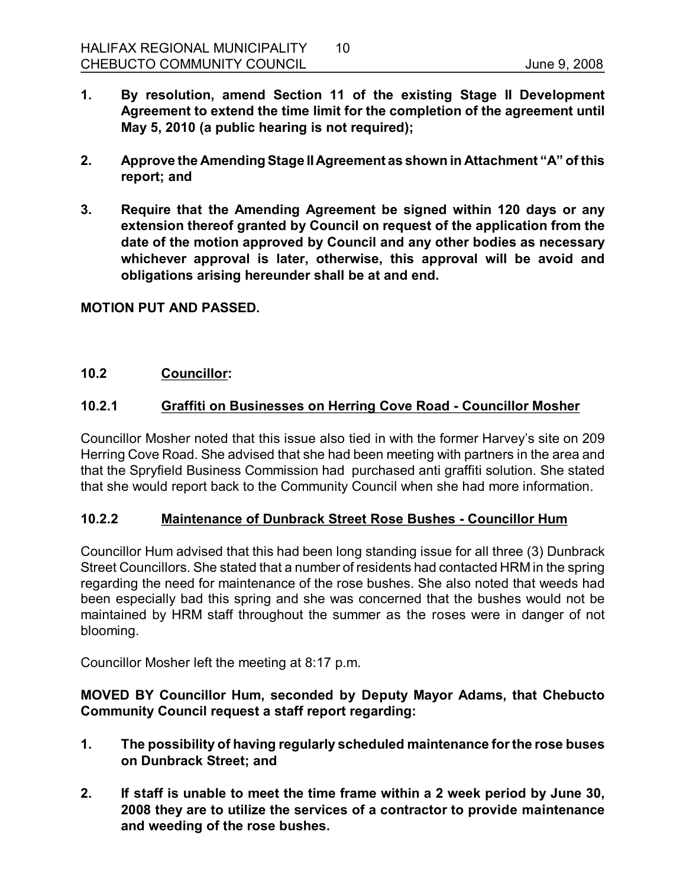**1. By resolution, amend Section 11 of the existing Stage II Development Agreement to extend the time limit for the completion of the agreement until May 5, 2010 (a public hearing is not required);**

**2. Approve the Amending Stage II Agreement as shown in Attachment "A" of this report; and**

**3. Require that the Amending Agreement be signed within 120 days or any extension thereof granted by Council on request of the application from the date of the motion approved by Council and any other bodies as necessary whichever approval is later, otherwise, this approval will be avoid and obligations arising hereunder shall be at and end.**

**MOTION PUT AND PASSED.**

## 10.2 Councillor:

### 10.2.1 Graffiti on Businesses on Herring Cove Road - Councillor Mosher

Councillor Mosher noted that this issue also tied in with the former Harvey's site on 209 Herring Cove Road. She advised that she had been meeting with partners in the area and that the Spryfield Business Commission had purchased anti graffiti solution. She stated that she would report back to the Community Council when she had more information.

### 10.2.2 Maintenance of Dunbrack Street Rose Bushes - Councillor Hum

Councillor Hum advised that this had been long standing issue for all three (3) Dunbrack Street Councillors. She stated that a number of residents had contacted HRM in the spring regarding the need for maintenance of the rose bushes. She also noted that weeds had been especially bad this spring and she was concerned that the bushes would not be maintained by HRM staff throughout the summer as the roses were in danger of not blooming.

Councillor Mosher left the meeting at 8:17 p.m.

**MOVED BY Councillor Hum, seconded by Deputy Mayor Adams, that Chebucto Community Council request a staff report regarding:**

**1. The possibility of having regularly scheduled maintenance for the rose buses on Dunbrack Street; and**

**2. If staff is unable to meet the time frame within a 2 week period by June 30, 2008 they are to utilize the services of a contractor to provide maintenance and weeding of the rose bushes.**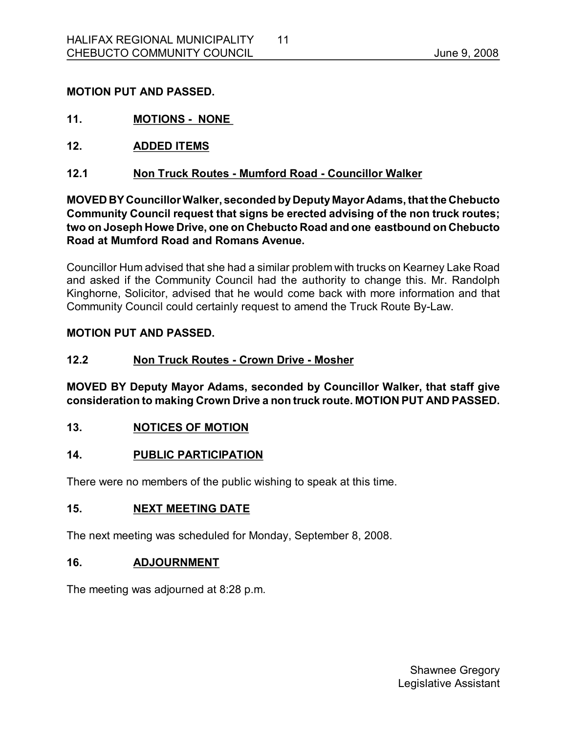**MOTION PUT AND PASSED.**

## 11. MOTIONS - NONE

## 12. ADDED ITEMS

### 12.1 Non Truck Routes - Mumford Road - Councillor Walker

**MOVED BY Councillor Walker, seconded by Deputy Mayor Adams, that the Chebucto Community Council request that signs be erected advising of the non truck routes; two on Joseph Howe Drive, one on Chebucto Road and one eastbound on Chebucto Road at Mumford Road and Romans Avenue.**

Councillor Hum advised that she had a similar problem with trucks on Kearney Lake Road and asked if the Community Council had the authority to change this. Mr. Randolph Kinghorne, Solicitor, advised that he would come back with more information and that Community Council could certainly request to amend the Truck Route By-Law.

**MOTION PUT AND PASSED.**

### 12.2 Non Truck Routes - Crown Drive - Mosher

**MOVED BY Deputy Mayor Adams, seconded by Councillor Walker, that staff give consideration to making Crown Drive a non truck route. MOTION PUT AND PASSED.**

## 13. NOTICES OF MOTION

## 14. PUBLIC PARTICIPATION

There were no members of the public wishing to speak at this time.

## 15. NEXT MEETING DATE

The next meeting was scheduled for Monday, September 8, 2008.

## 16. ADJOURNMENT

The meeting was adjourned at 8:28 p.m.

Shawnee Gregory
Legislative Assistant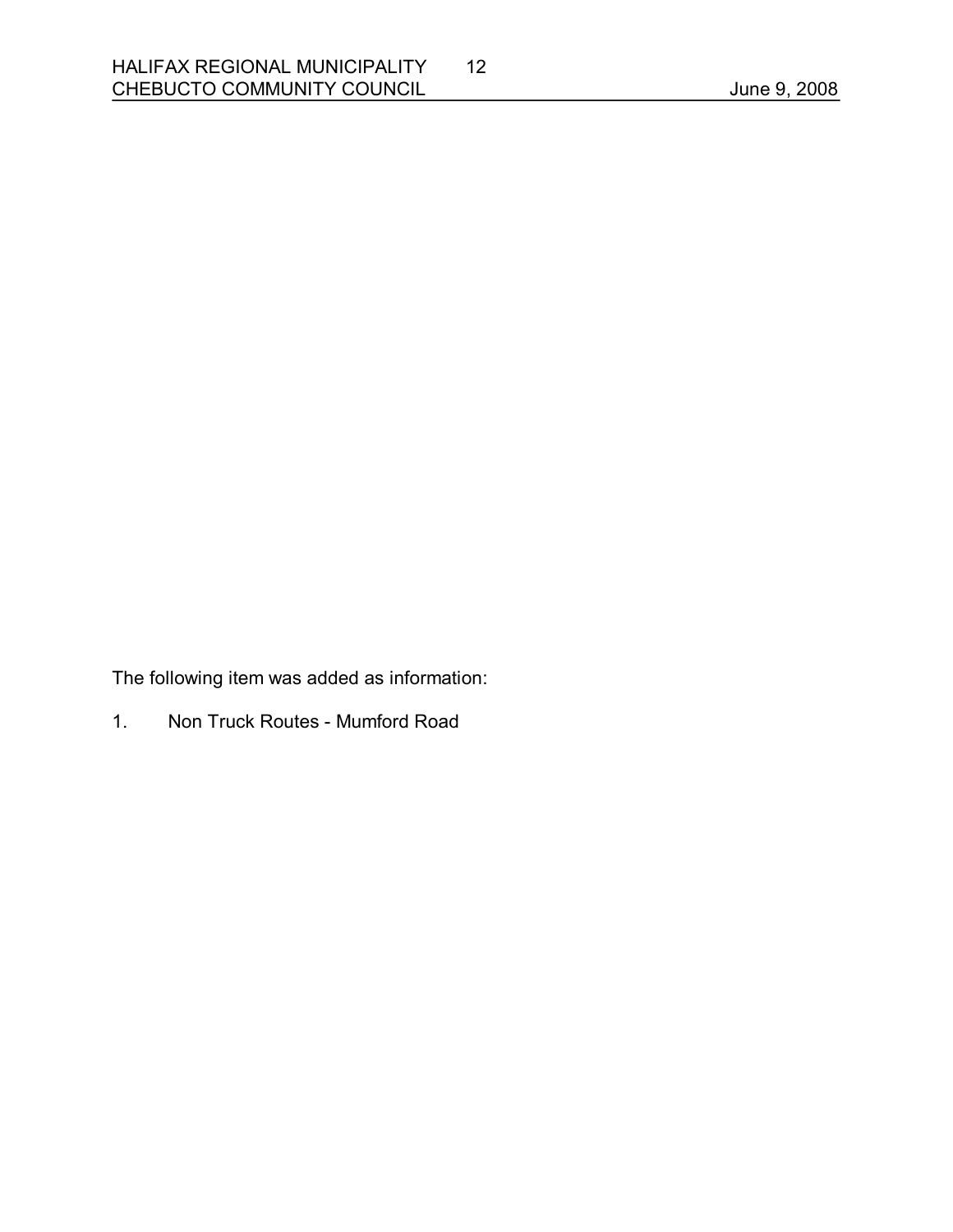The following item was added as information:

1. Non Truck Routes - Mumford Road